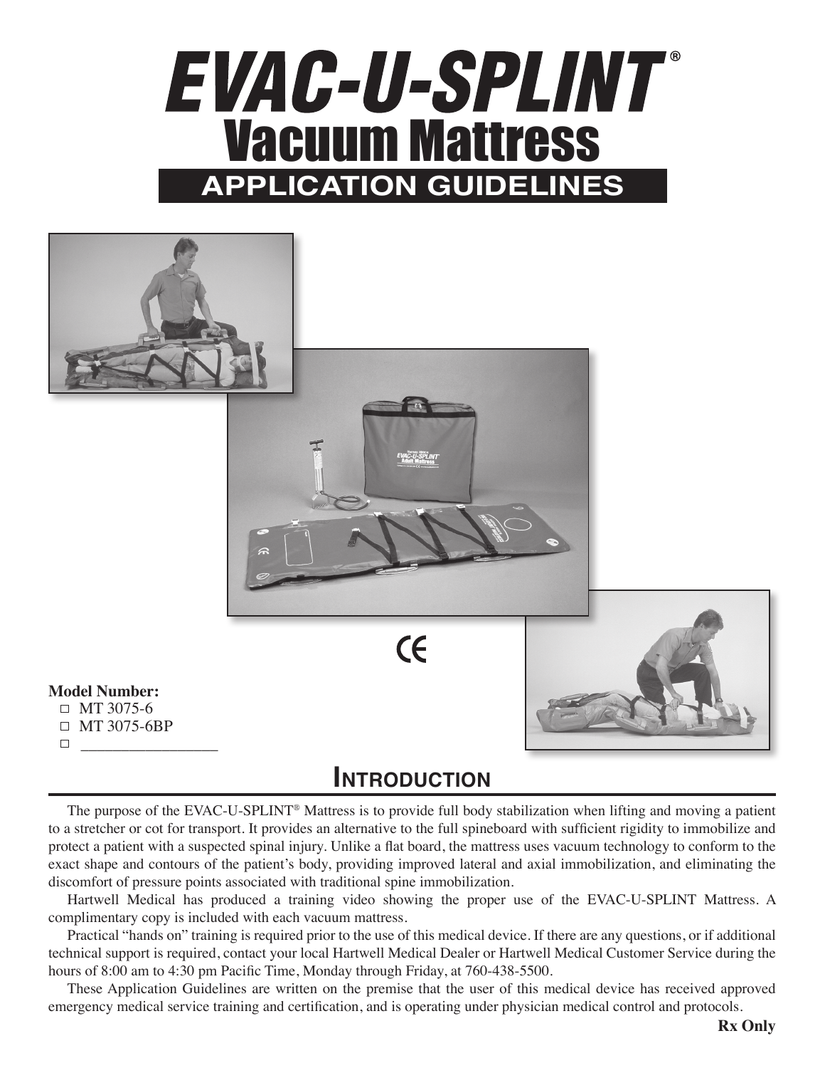# EVAC-U-SPLINT®
# Vacuum Mattress
## APPLICATION GUIDELINES

CE

**Model Number:**

- ☐ MT 3075-6
- ☐ MT 3075-6BP
- ☐ _________________

## Introduction

The purpose of the EVAC-U-SPLINT® Mattress is to provide full body stabilization when lifting and moving a patient to a stretcher or cot for transport. It provides an alternative to the full spineboard with sufficient rigidity to immobilize and protect a patient with a suspected spinal injury. Unlike a flat board, the mattress uses vacuum technology to conform to the exact shape and contours of the patient's body, providing improved lateral and axial immobilization, and eliminating the discomfort of pressure points associated with traditional spine immobilization.

Hartwell Medical has produced a training video showing the proper use of the EVAC-U-SPLINT Mattress. A complimentary copy is included with each vacuum mattress.

Practical "hands on" training is required prior to the use of this medical device. If there are any questions, or if additional technical support is required, contact your local Hartwell Medical Dealer or Hartwell Medical Customer Service during the hours of 8:00 am to 4:30 pm Pacific Time, Monday through Friday, at 760-438-5500.

These Application Guidelines are written on the premise that the user of this medical device has received approved emergency medical service training and certification, and is operating under physician medical control and protocols.

**Rx Only**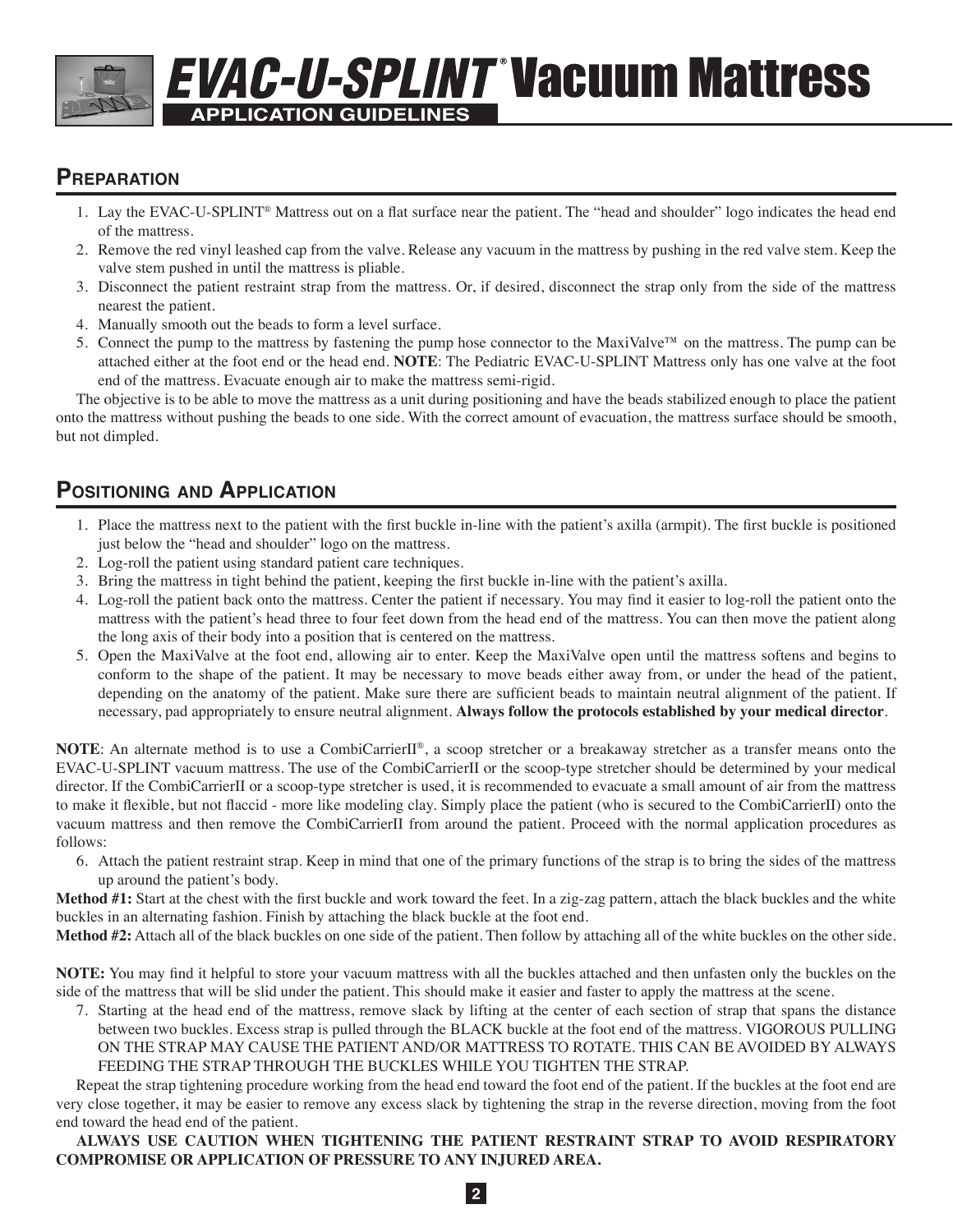# EVAC-U-SPLINT® Vacuum Mattress

**APPLICATION GUIDELINES**

## Preparation

1. Lay the EVAC-U-SPLINT® Mattress out on a flat surface near the patient. The "head and shoulder" logo indicates the head end of the mattress.
2. Remove the red vinyl leashed cap from the valve. Release any vacuum in the mattress by pushing in the red valve stem. Keep the valve stem pushed in until the mattress is pliable.
3. Disconnect the patient restraint strap from the mattress. Or, if desired, disconnect the strap only from the side of the mattress nearest the patient.
4. Manually smooth out the beads to form a level surface.
5. Connect the pump to the mattress by fastening the pump hose connector to the MaxiValve™ on the mattress. The pump can be attached either at the foot end or the head end. **NOTE**: The Pediatric EVAC-U-SPLINT Mattress only has one valve at the foot end of the mattress. Evacuate enough air to make the mattress semi-rigid.

The objective is to be able to move the mattress as a unit during positioning and have the beads stabilized enough to place the patient onto the mattress without pushing the beads to one side. With the correct amount of evacuation, the mattress surface should be smooth, but not dimpled.

## Positioning and Application

1. Place the mattress next to the patient with the first buckle in-line with the patient's axilla (armpit). The first buckle is positioned just below the "head and shoulder" logo on the mattress.
2. Log-roll the patient using standard patient care techniques.
3. Bring the mattress in tight behind the patient, keeping the first buckle in-line with the patient's axilla.
4. Log-roll the patient back onto the mattress. Center the patient if necessary. You may find it easier to log-roll the patient onto the mattress with the patient's head three to four feet down from the head end of the mattress. You can then move the patient along the long axis of their body into a position that is centered on the mattress.
5. Open the MaxiValve at the foot end, allowing air to enter. Keep the MaxiValve open until the mattress softens and begins to conform to the shape of the patient. It may be necessary to move beads either away from, or under the head of the patient, depending on the anatomy of the patient. Make sure there are sufficient beads to maintain neutral alignment of the patient. If necessary, pad appropriately to ensure neutral alignment. **Always follow the protocols established by your medical director**.

**NOTE**: An alternate method is to use a CombiCarrierII®, a scoop stretcher or a breakaway stretcher as a transfer means onto the EVAC-U-SPLINT vacuum mattress. The use of the CombiCarrierII or the scoop-type stretcher should be determined by your medical director. If the CombiCarrierII or a scoop-type stretcher is used, it is recommended to evacuate a small amount of air from the mattress to make it flexible, but not flaccid - more like modeling clay. Simply place the patient (who is secured to the CombiCarrierII) onto the vacuum mattress and then remove the CombiCarrierII from around the patient. Proceed with the normal application procedures as follows:

6. Attach the patient restraint strap. Keep in mind that one of the primary functions of the strap is to bring the sides of the mattress up around the patient's body.

**Method #1:** Start at the chest with the first buckle and work toward the feet. In a zig-zag pattern, attach the black buckles and the white buckles in an alternating fashion. Finish by attaching the black buckle at the foot end.

**Method #2:** Attach all of the black buckles on one side of the patient. Then follow by attaching all of the white buckles on the other side.

**NOTE:** You may find it helpful to store your vacuum mattress with all the buckles attached and then unfasten only the buckles on the side of the mattress that will be slid under the patient. This should make it easier and faster to apply the mattress at the scene.

7. Starting at the head end of the mattress, remove slack by lifting at the center of each section of strap that spans the distance between two buckles. Excess strap is pulled through the BLACK buckle at the foot end of the mattress. VIGOROUS PULLING ON THE STRAP MAY CAUSE THE PATIENT AND/OR MATTRESS TO ROTATE. THIS CAN BE AVOIDED BY ALWAYS FEEDING THE STRAP THROUGH THE BUCKLES WHILE YOU TIGHTEN THE STRAP.

Repeat the strap tightening procedure working from the head end toward the foot end of the patient. If the buckles at the foot end are very close together, it may be easier to remove any excess slack by tightening the strap in the reverse direction, moving from the foot end toward the head end of the patient.

**ALWAYS USE CAUTION WHEN TIGHTENING THE PATIENT RESTRAINT STRAP TO AVOID RESPIRATORY COMPROMISE OR APPLICATION OF PRESSURE TO ANY INJURED AREA.**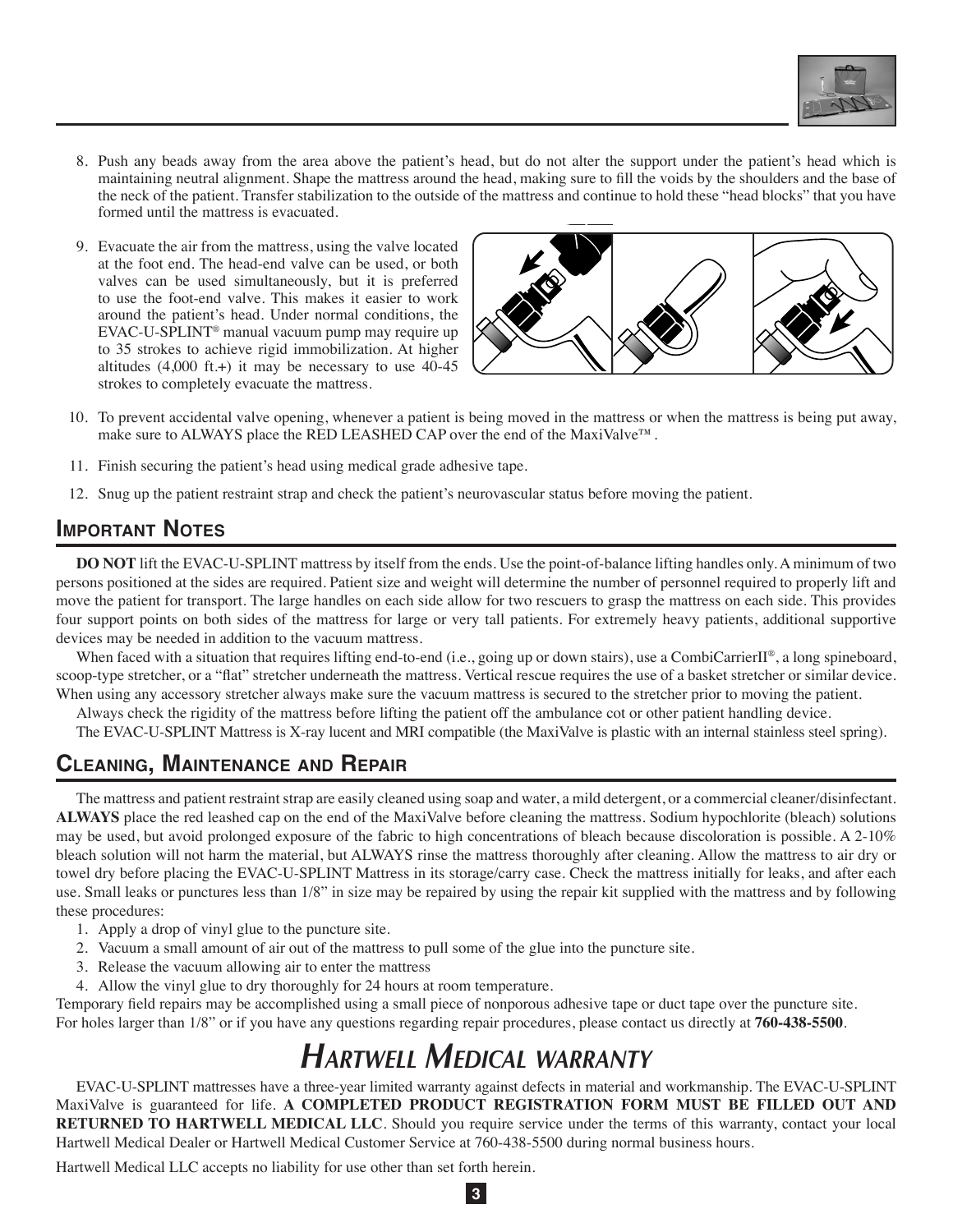8. Push any beads away from the area above the patient's head, but do not alter the support under the patient's head which is maintaining neutral alignment. Shape the mattress around the head, making sure to fill the voids by the shoulders and the base of the neck of the patient. Transfer stabilization to the outside of the mattress and continue to hold these "head blocks" that you have formed until the mattress is evacuated.

9. Evacuate the air from the mattress, using the valve located at the foot end. The head-end valve can be used, or both valves can be used simultaneously, but it is preferred to use the foot-end valve. This makes it easier to work around the patient's head. Under normal conditions, the EVAC-U-SPLINT® manual vacuum pump may require up to 35 strokes to achieve rigid immobilization. At higher altitudes (4,000 ft.+) it may be necessary to use 40-45 strokes to completely evacuate the mattress.

10. To prevent accidental valve opening, whenever a patient is being moved in the mattress or when the mattress is being put away, make sure to ALWAYS place the RED LEASHED CAP over the end of the MaxiValve™ .

11. Finish securing the patient's head using medical grade adhesive tape.

12. Snug up the patient restraint strap and check the patient's neurovascular status before moving the patient.

## Important Notes

**DO NOT** lift the EVAC-U-SPLINT mattress by itself from the ends. Use the point-of-balance lifting handles only. A minimum of two persons positioned at the sides are required. Patient size and weight will determine the number of personnel required to properly lift and move the patient for transport. The large handles on each side allow for two rescuers to grasp the mattress on each side. This provides four support points on both sides of the mattress for large or very tall patients. For extremely heavy patients, additional supportive devices may be needed in addition to the vacuum mattress.

When faced with a situation that requires lifting end-to-end (i.e., going up or down stairs), use a CombiCarrierII®, a long spineboard, scoop-type stretcher, or a "flat" stretcher underneath the mattress. Vertical rescue requires the use of a basket stretcher or similar device. When using any accessory stretcher always make sure the vacuum mattress is secured to the stretcher prior to moving the patient.

Always check the rigidity of the mattress before lifting the patient off the ambulance cot or other patient handling device.

The EVAC-U-SPLINT Mattress is X-ray lucent and MRI compatible (the MaxiValve is plastic with an internal stainless steel spring).

## Cleaning, Maintenance and Repair

The mattress and patient restraint strap are easily cleaned using soap and water, a mild detergent, or a commercial cleaner/disinfectant. **ALWAYS** place the red leashed cap on the end of the MaxiValve before cleaning the mattress. Sodium hypochlorite (bleach) solutions may be used, but avoid prolonged exposure of the fabric to high concentrations of bleach because discoloration is possible. A 2-10% bleach solution will not harm the material, but ALWAYS rinse the mattress thoroughly after cleaning. Allow the mattress to air dry or towel dry before placing the EVAC-U-SPLINT Mattress in its storage/carry case. Check the mattress initially for leaks, and after each use. Small leaks or punctures less than 1/8" in size may be repaired by using the repair kit supplied with the mattress and by following these procedures:

1. Apply a drop of vinyl glue to the puncture site.
2. Vacuum a small amount of air out of the mattress to pull some of the glue into the puncture site.
3. Release the vacuum allowing air to enter the mattress
4. Allow the vinyl glue to dry thoroughly for 24 hours at room temperature.

Temporary field repairs may be accomplished using a small piece of nonporous adhesive tape or duct tape over the puncture site.
For holes larger than 1/8" or if you have any questions regarding repair procedures, please contact us directly at **760-438-5500**.

# *Hartwell Medical warranty*

EVAC-U-SPLINT mattresses have a three-year limited warranty against defects in material and workmanship. The EVAC-U-SPLINT MaxiValve is guaranteed for life. **A COMPLETED PRODUCT REGISTRATION FORM MUST BE FILLED OUT AND RETURNED TO HARTWELL MEDICAL LLC**. Should you require service under the terms of this warranty, contact your local Hartwell Medical Dealer or Hartwell Medical Customer Service at 760-438-5500 during normal business hours.

Hartwell Medical LLC accepts no liability for use other than set forth herein.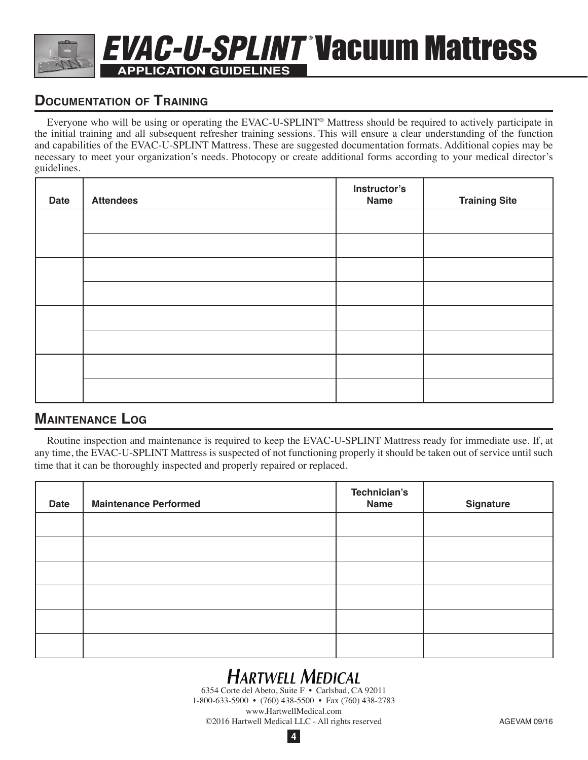# EVAC-U-SPLINT® Vacuum Mattress

**APPLICATION GUIDELINES**

## Documentation of Training

Everyone who will be using or operating the EVAC-U-SPLINT® Mattress should be required to actively participate in the initial training and all subsequent refresher training sessions. This will ensure a clear understanding of the function and capabilities of the EVAC-U-SPLINT Mattress. These are suggested documentation formats. Additional copies may be necessary to meet your organization's needs. Photocopy or create additional forms according to your medical director's guidelines.

| Date | Attendees | Instructor's Name | Training Site |
|---|---|---|---|
| | | | |
| | | | |
| | | | |
| | | | |
| | | | |
| | | | |
| | | | |
| | | | |

## Maintenance Log

Routine inspection and maintenance is required to keep the EVAC-U-SPLINT Mattress ready for immediate use. If, at any time, the EVAC-U-SPLINT Mattress is suspected of not functioning properly it should be taken out of service until such time that it can be thoroughly inspected and properly repaired or replaced.

| Date | Maintenance Performed | Technician's Name | Signature |
|---|---|---|---|
| | | | |
| | | | |
| | | | |
| | | | |
| | | | |
| | | | |

**HARTWELL MEDICAL**

6354 Corte del Abeto, Suite F • Carlsbad, CA 92011

1-800-633-5900 • (760) 438-5500 • Fax (760) 438-2783

www.HartwellMedical.com

©2016 Hartwell Medical LLC - All rights reserved

AGEVAM 09/16